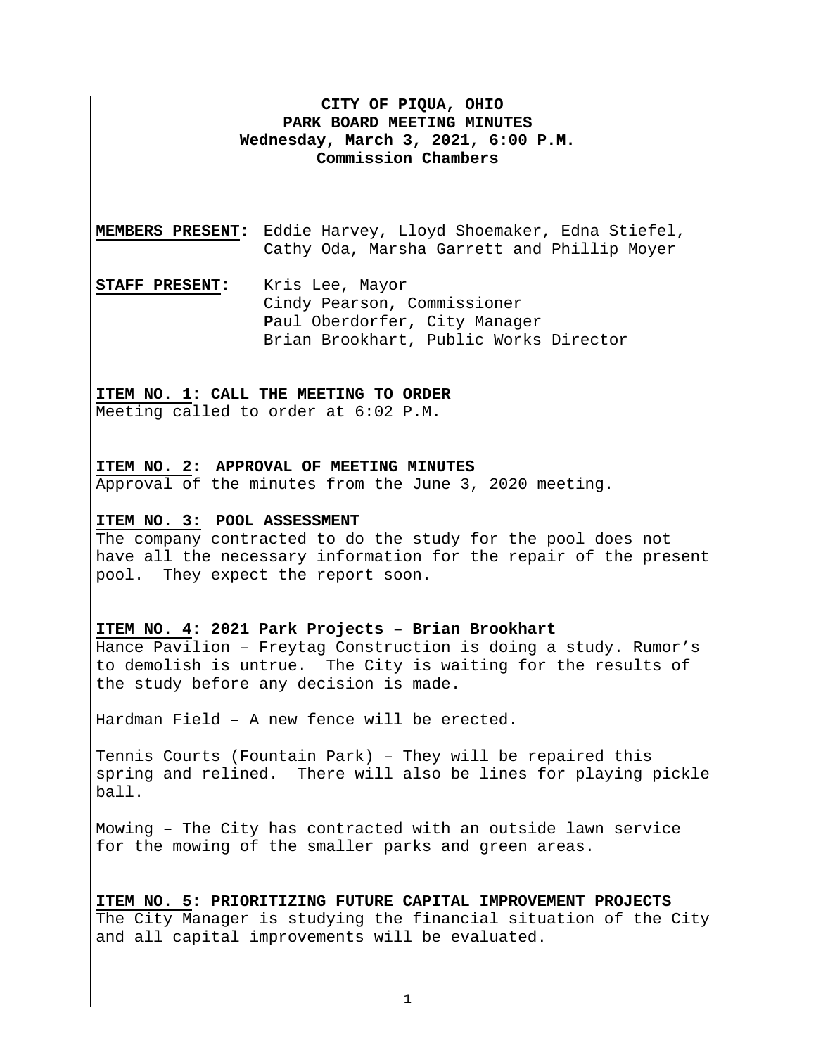# CITY OF PIQUA, OHIO
## PARK BOARD MEETING MINUTES
### Wednesday, March 3, 2021, 6:00 P.M.
### Commission Chambers

**MEMBERS PRESENT:** Eddie Harvey, Lloyd Shoemaker, Edna Stiefel, Cathy Oda, Marsha Garrett and Phillip Moyer

**STAFF PRESENT:** Kris Lee, Mayor
Cindy Pearson, Commissioner
Paul Oberdorfer, City Manager
Brian Brookhart, Public Works Director

**ITEM NO. 1: CALL THE MEETING TO ORDER**
Meeting called to order at 6:02 P.M.

**ITEM NO. 2: APPROVAL OF MEETING MINUTES**
Approval of the minutes from the June 3, 2020 meeting.

**ITEM NO. 3: POOL ASSESSMENT**
The company contracted to do the study for the pool does not have all the necessary information for the repair of the present pool. They expect the report soon.

**ITEM NO. 4: 2021 Park Projects – Brian Brookhart**
Hance Pavilion – Freytag Construction is doing a study. Rumor's to demolish is untrue. The City is waiting for the results of the study before any decision is made.

Hardman Field – A new fence will be erected.

Tennis Courts (Fountain Park) – They will be repaired this spring and relined. There will also be lines for playing pickle ball.

Mowing – The City has contracted with an outside lawn service for the mowing of the smaller parks and green areas.

**ITEM NO. 5: PRIORITIZING FUTURE CAPITAL IMPROVEMENT PROJECTS**
The City Manager is studying the financial situation of the City and all capital improvements will be evaluated.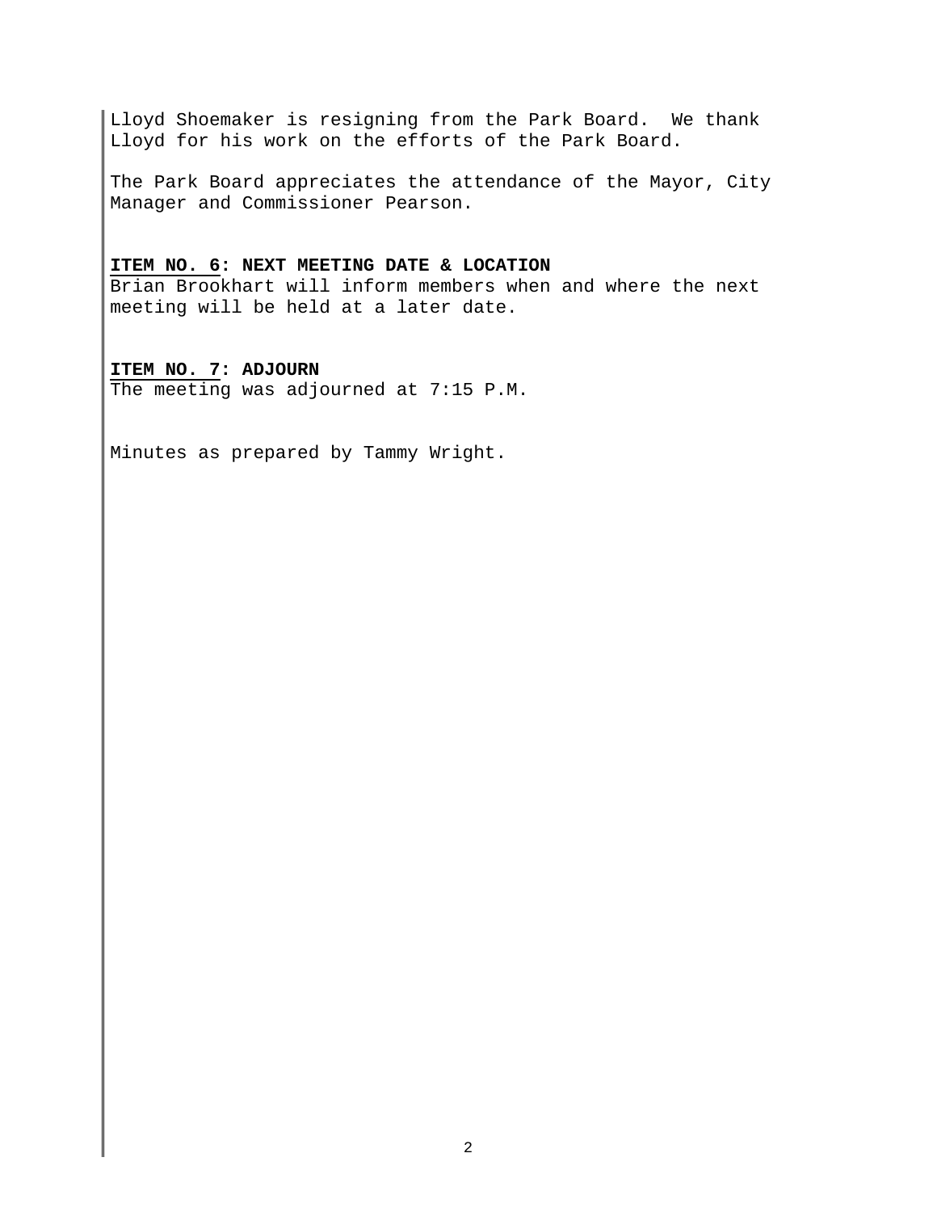Lloyd Shoemaker is resigning from the Park Board. We thank Lloyd for his work on the efforts of the Park Board.

The Park Board appreciates the attendance of the Mayor, City Manager and Commissioner Pearson.

**ITEM NO. 6: NEXT MEETING DATE & LOCATION**

Brian Brookhart will inform members when and where the next meeting will be held at a later date.

**ITEM NO. 7: ADJOURN**

The meeting was adjourned at 7:15 P.M.

Minutes as prepared by Tammy Wright.